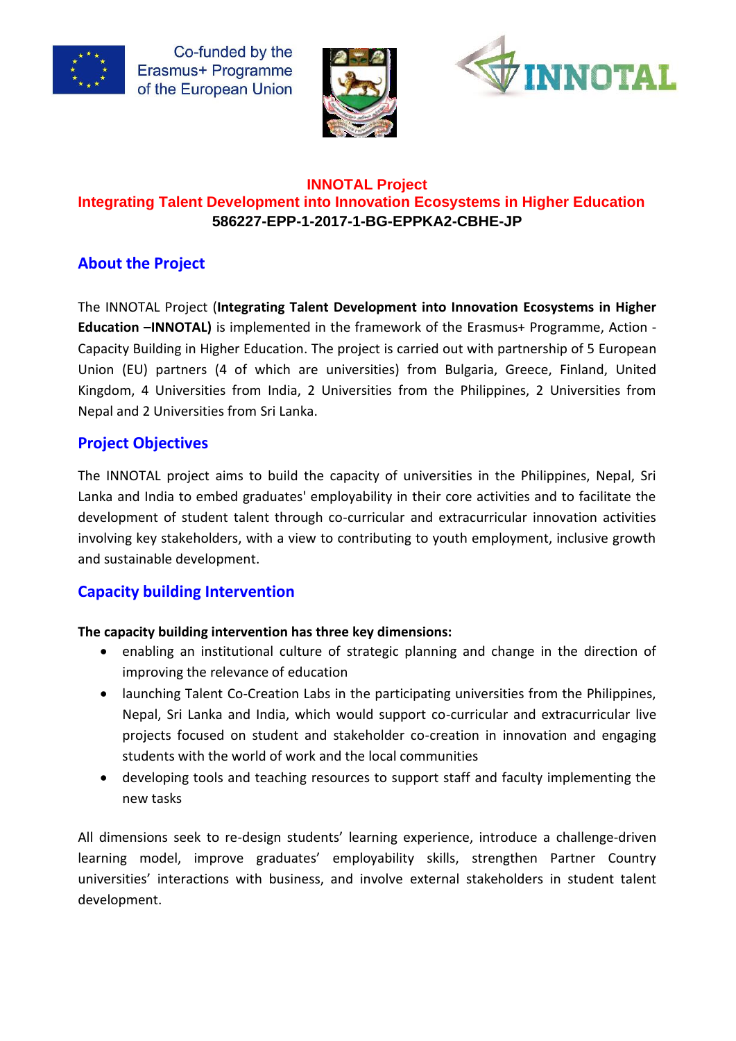Co-funded by the Erasmus+ Programme of the European Union

# INNOTAL Project

## Integrating Talent Development into Innovation Ecosystems in Higher Education

**586227-EPP-1-2017-1-BG-EPPKA2-CBHE-JP**

## About the Project

The INNOTAL Project (**Integrating Talent Development into Innovation Ecosystems in Higher Education –INNOTAL)** is implemented in the framework of the Erasmus+ Programme, Action - Capacity Building in Higher Education. The project is carried out with partnership of 5 European Union (EU) partners (4 of which are universities) from Bulgaria, Greece, Finland, United Kingdom, 4 Universities from India, 2 Universities from the Philippines, 2 Universities from Nepal and 2 Universities from Sri Lanka.

## Project Objectives

The INNOTAL project aims to build the capacity of universities in the Philippines, Nepal, Sri Lanka and India to embed graduates' employability in their core activities and to facilitate the development of student talent through co-curricular and extracurricular innovation activities involving key stakeholders, with a view to contributing to youth employment, inclusive growth and sustainable development.

## Capacity building Intervention

**The capacity building intervention has three key dimensions:**

- enabling an institutional culture of strategic planning and change in the direction of improving the relevance of education
- launching Talent Co-Creation Labs in the participating universities from the Philippines, Nepal, Sri Lanka and India, which would support co-curricular and extracurricular live projects focused on student and stakeholder co-creation in innovation and engaging students with the world of work and the local communities
- developing tools and teaching resources to support staff and faculty implementing the new tasks

All dimensions seek to re-design students' learning experience, introduce a challenge-driven learning model, improve graduates' employability skills, strengthen Partner Country universities' interactions with business, and involve external stakeholders in student talent development.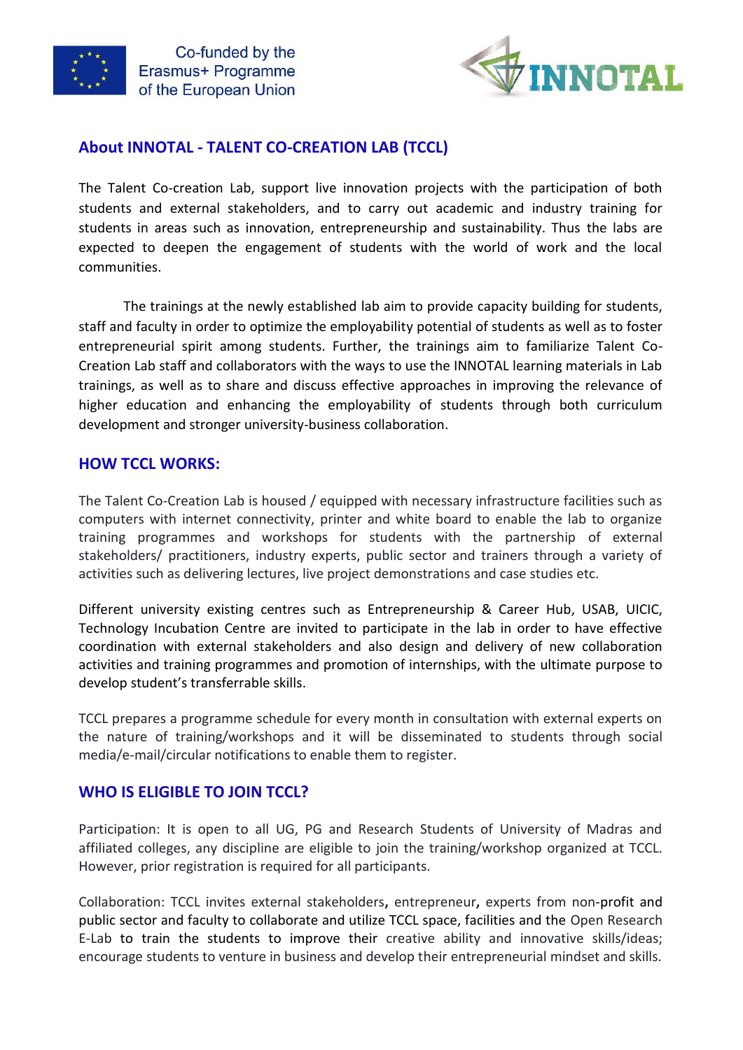## About INNOTAL - TALENT CO-CREATION LAB (TCCL)

The Talent Co-creation Lab, support live innovation projects with the participation of both students and external stakeholders, and to carry out academic and industry training for students in areas such as innovation, entrepreneurship and sustainability. Thus the labs are expected to deepen the engagement of students with the world of work and the local communities.

The trainings at the newly established lab aim to provide capacity building for students, staff and faculty in order to optimize the employability potential of students as well as to foster entrepreneurial spirit among students. Further, the trainings aim to familiarize Talent Co-Creation Lab staff and collaborators with the ways to use the INNOTAL learning materials in Lab trainings, as well as to share and discuss effective approaches in improving the relevance of higher education and enhancing the employability of students through both curriculum development and stronger university-business collaboration.

## HOW TCCL WORKS:

The Talent Co-Creation Lab is housed / equipped with necessary infrastructure facilities such as computers with internet connectivity, printer and white board to enable the lab to organize training programmes and workshops for students with the partnership of external stakeholders/ practitioners, industry experts, public sector and trainers through a variety of activities such as delivering lectures, live project demonstrations and case studies etc.

Different university existing centres such as Entrepreneurship & Career Hub, USAB, UICIC, Technology Incubation Centre are invited to participate in the lab in order to have effective coordination with external stakeholders and also design and delivery of new collaboration activities and training programmes and promotion of internships, with the ultimate purpose to develop student's transferrable skills.

TCCL prepares a programme schedule for every month in consultation with external experts on the nature of training/workshops and it will be disseminated to students through social media/e-mail/circular notifications to enable them to register.

## WHO IS ELIGIBLE TO JOIN TCCL?

Participation: It is open to all UG, PG and Research Students of University of Madras and affiliated colleges, any discipline are eligible to join the training/workshop organized at TCCL. However, prior registration is required for all participants.

Collaboration: TCCL invites external stakeholders, entrepreneur, experts from non-profit and public sector and faculty to collaborate and utilize TCCL space, facilities and the Open Research E-Lab to train the students to improve their creative ability and innovative skills/ideas; encourage students to venture in business and develop their entrepreneurial mindset and skills.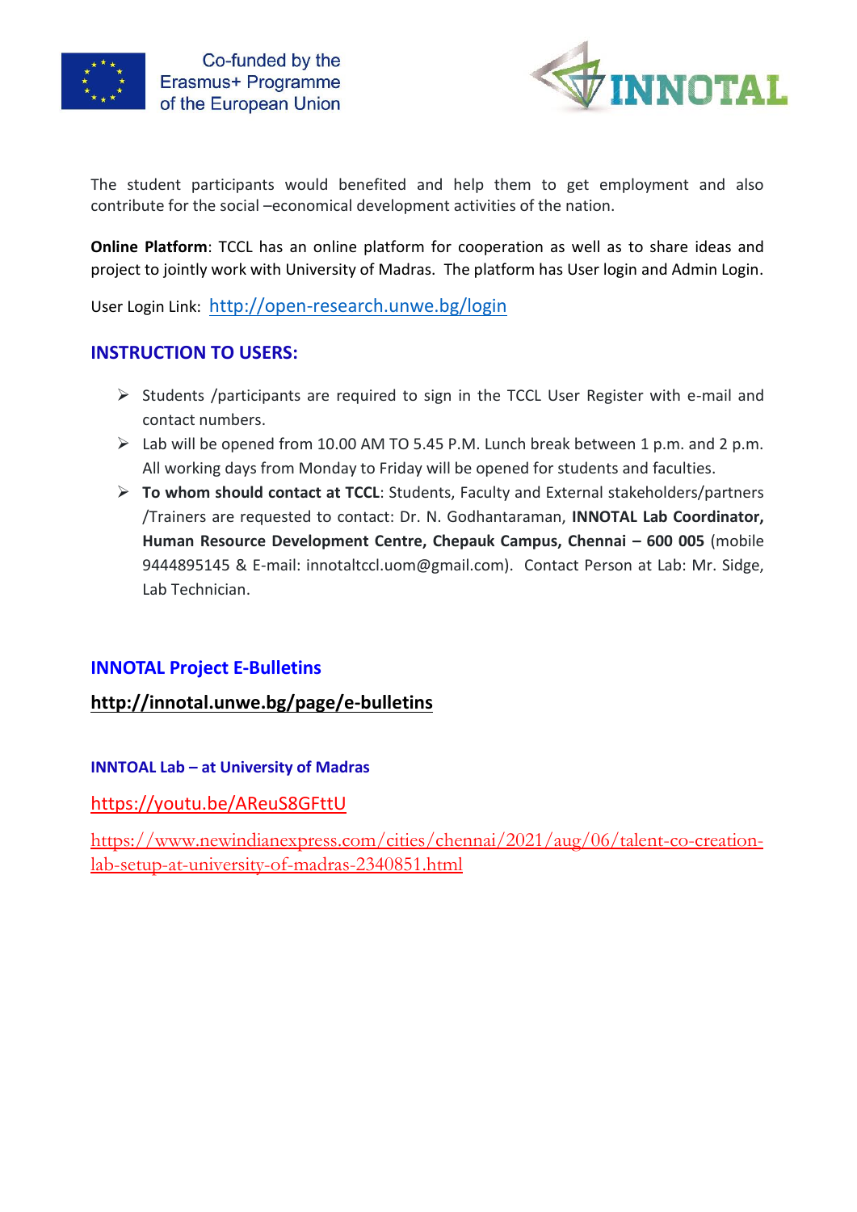The student participants would benefited and help them to get employment and also contribute for the social –economical development activities of the nation.

**Online Platform**: TCCL has an online platform for cooperation as well as to share ideas and project to jointly work with University of Madras. The platform has User login and Admin Login.

User Login Link: http://open-research.unwe.bg/login

## INSTRUCTION TO USERS:

- Students /participants are required to sign in the TCCL User Register with e-mail and contact numbers.
- Lab will be opened from 10.00 AM TO 5.45 P.M. Lunch break between 1 p.m. and 2 p.m. All working days from Monday to Friday will be opened for students and faculties.
- **To whom should contact at TCCL**: Students, Faculty and External stakeholders/partners /Trainers are requested to contact: Dr. N. Godhantaraman, **INNOTAL Lab Coordinator, Human Resource Development Centre, Chepauk Campus, Chennai – 600 005** (mobile 9444895145 & E-mail: innotaltccl.uom@gmail.com). Contact Person at Lab: Mr. Sidge, Lab Technician.

## INNOTAL Project E-Bulletins

**http://innotal.unwe.bg/page/e-bulletins**

### INNTOAL Lab – at University of Madras

https://youtu.be/AReuS8GFttU

https://www.newindianexpress.com/cities/chennai/2021/aug/06/talent-co-creation-lab-setup-at-university-of-madras-2340851.html